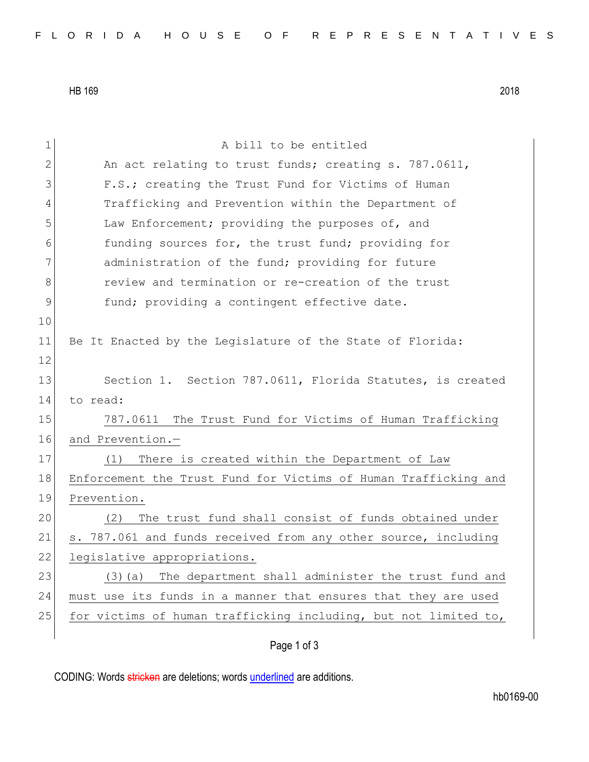HB 169 2018

A bill to be entitled

An act relating to trust funds; creating s. 787.0611, F.S.; creating the Trust Fund for Victims of Human Trafficking and Prevention within the Department of Law Enforcement; providing the purposes of, and funding sources for, the trust fund; providing for administration of the fund; providing for future review and termination or re-creation of the trust fund; providing a contingent effective date.

Be It Enacted by the Legislature of the State of Florida:

Section 1. Section 787.0611, Florida Statutes, is created to read:

787.0611 The Trust Fund for Victims of Human Trafficking and Prevention.—

(1) There is created within the Department of Law Enforcement the Trust Fund for Victims of Human Trafficking and Prevention.

(2) The trust fund shall consist of funds obtained under s. 787.061 and funds received from any other source, including legislative appropriations.

(3)(a) The department shall administer the trust fund and must use its funds in a manner that ensures that they are used for victims of human trafficking including, but not limited to,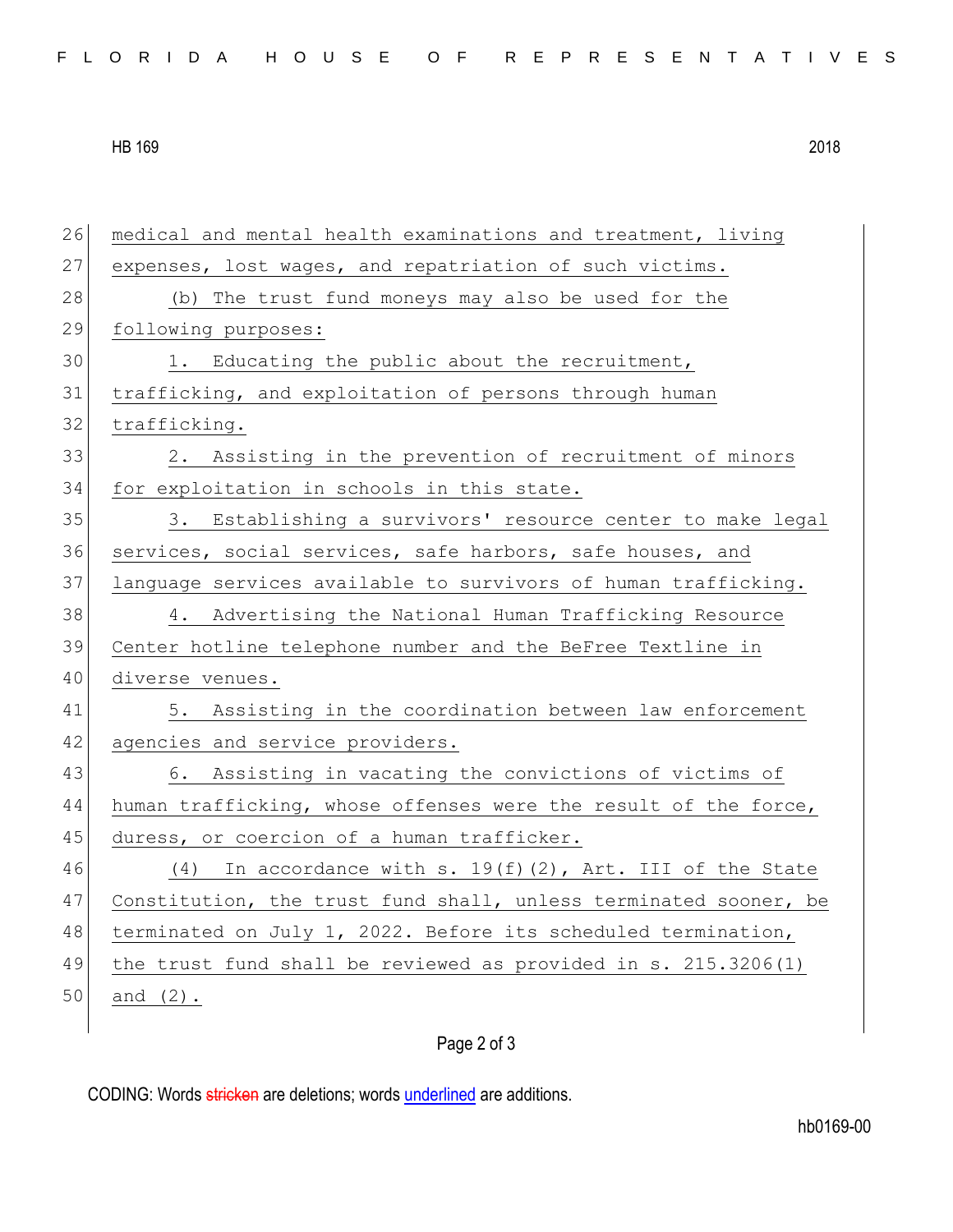medical and mental health examinations and treatment, living expenses, lost wages, and repatriation of such victims.

(b) The trust fund moneys may also be used for the following purposes:

1. Educating the public about the recruitment, trafficking, and exploitation of persons through human trafficking.

2. Assisting in the prevention of recruitment of minors for exploitation in schools in this state.

3. Establishing a survivors' resource center to make legal services, social services, safe harbors, safe houses, and language services available to survivors of human trafficking.

4. Advertising the National Human Trafficking Resource Center hotline telephone number and the BeFree Textline in diverse venues.

5. Assisting in the coordination between law enforcement agencies and service providers.

6. Assisting in vacating the convictions of victims of human trafficking, whose offenses were the result of the force, duress, or coercion of a human trafficker.

(4) In accordance with s. 19(f)(2), Art. III of the State Constitution, the trust fund shall, unless terminated sooner, be terminated on July 1, 2022. Before its scheduled termination, the trust fund shall be reviewed as provided in s. 215.3206(1) and (2).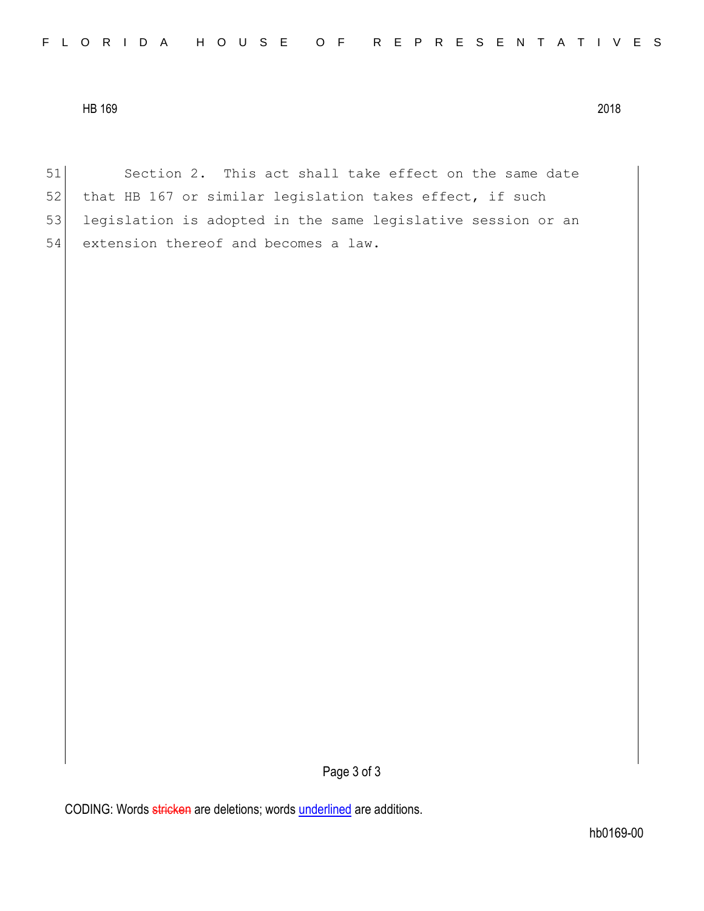Section 2. This act shall take effect on the same date that HB 167 or similar legislation takes effect, if such legislation is adopted in the same legislative session or an extension thereof and becomes a law.